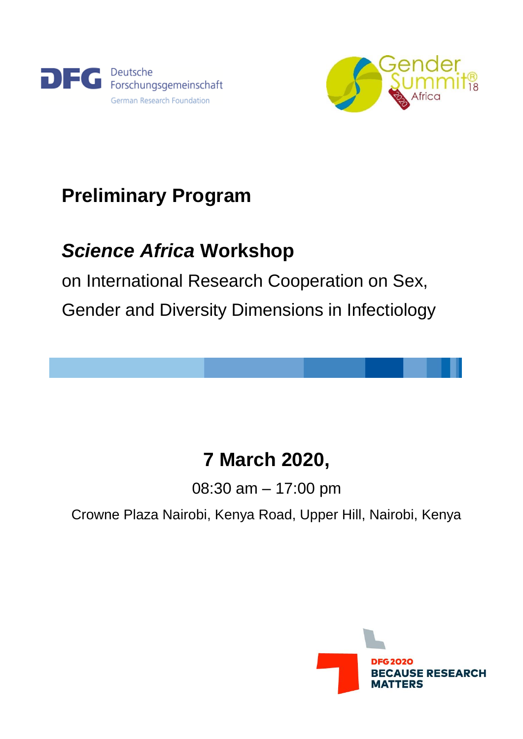# Preliminary Program

## *Science Africa* Workshop

on International Research Cooperation on Sex, Gender and Diversity Dimensions in Infectiology

**7 March 2020,**

08:30 am – 17:00 pm

Crowne Plaza Nairobi, Kenya Road, Upper Hill, Nairobi, Kenya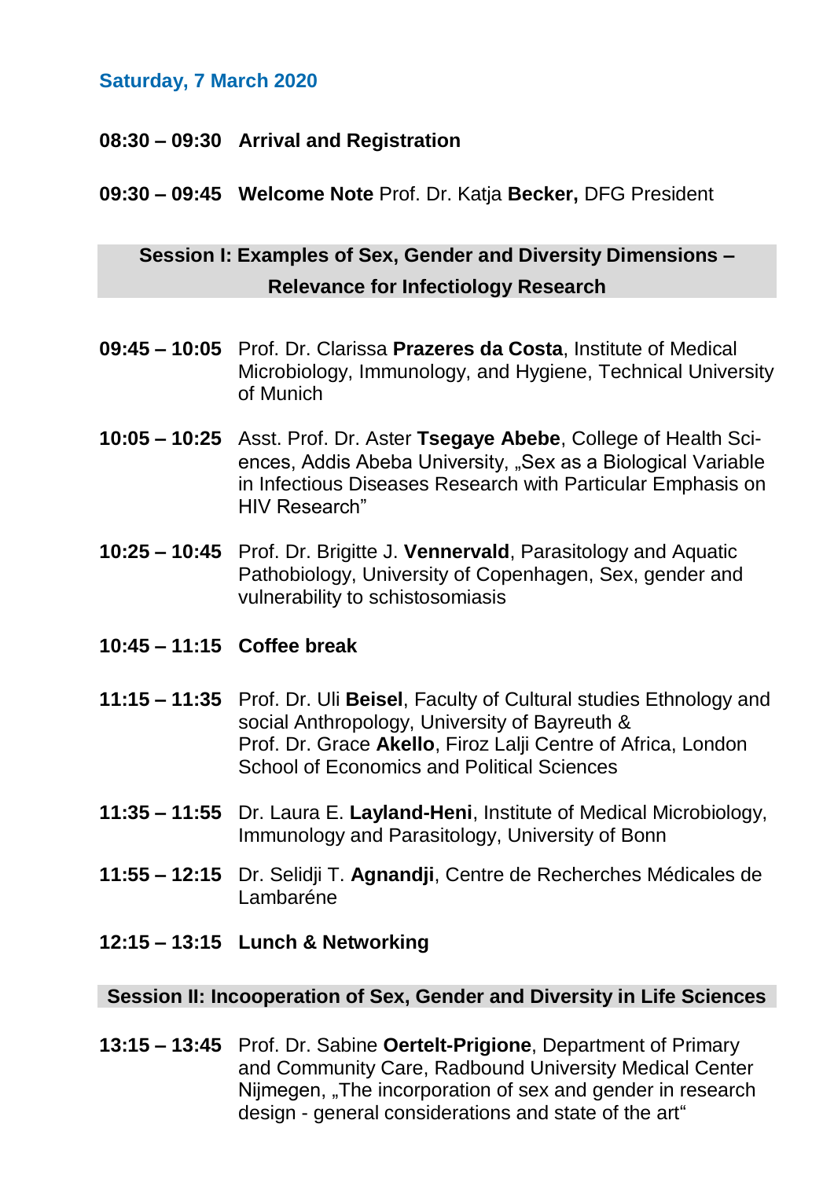## Saturday, 7 March 2020

**08:30 – 09:30** **Arrival and Registration**

**09:30 – 09:45** **Welcome Note** Prof. Dr. Katja **Becker,** DFG President

### Session I: Examples of Sex, Gender and Diversity Dimensions – Relevance for Infectiology Research

**09:45 – 10:05** Prof. Dr. Clarissa **Prazeres da Costa**, Institute of Medical Microbiology, Immunology, and Hygiene, Technical University of Munich

**10:05 – 10:25** Asst. Prof. Dr. Aster **Tsegaye Abebe**, College of Health Sciences, Addis Abeba University, „Sex as a Biological Variable in Infectious Diseases Research with Particular Emphasis on HIV Research"

**10:25 – 10:45** Prof. Dr. Brigitte J. **Vennervald**, Parasitology and Aquatic Pathobiology, University of Copenhagen, Sex, gender and vulnerability to schistosomiasis

**10:45 – 11:15** **Coffee break**

**11:15 – 11:35** Prof. Dr. Uli **Beisel**, Faculty of Cultural studies Ethnology and social Anthropology, University of Bayreuth &
Prof. Dr. Grace **Akello**, Firoz Lalji Centre of Africa, London School of Economics and Political Sciences

**11:35 – 11:55** Dr. Laura E. **Layland-Heni**, Institute of Medical Microbiology, Immunology and Parasitology, University of Bonn

**11:55 – 12:15** Dr. Selidji T. **Agnandji**, Centre de Recherches Médicales de Lambaréne

**12:15 – 13:15** **Lunch & Networking**

### Session II: Incooperation of Sex, Gender and Diversity in Life Sciences

**13:15 – 13:45** Prof. Dr. Sabine **Oertelt-Prigione**, Department of Primary and Community Care, Radbound University Medical Center Nijmegen, „The incorporation of sex and gender in research design - general considerations and state of the art"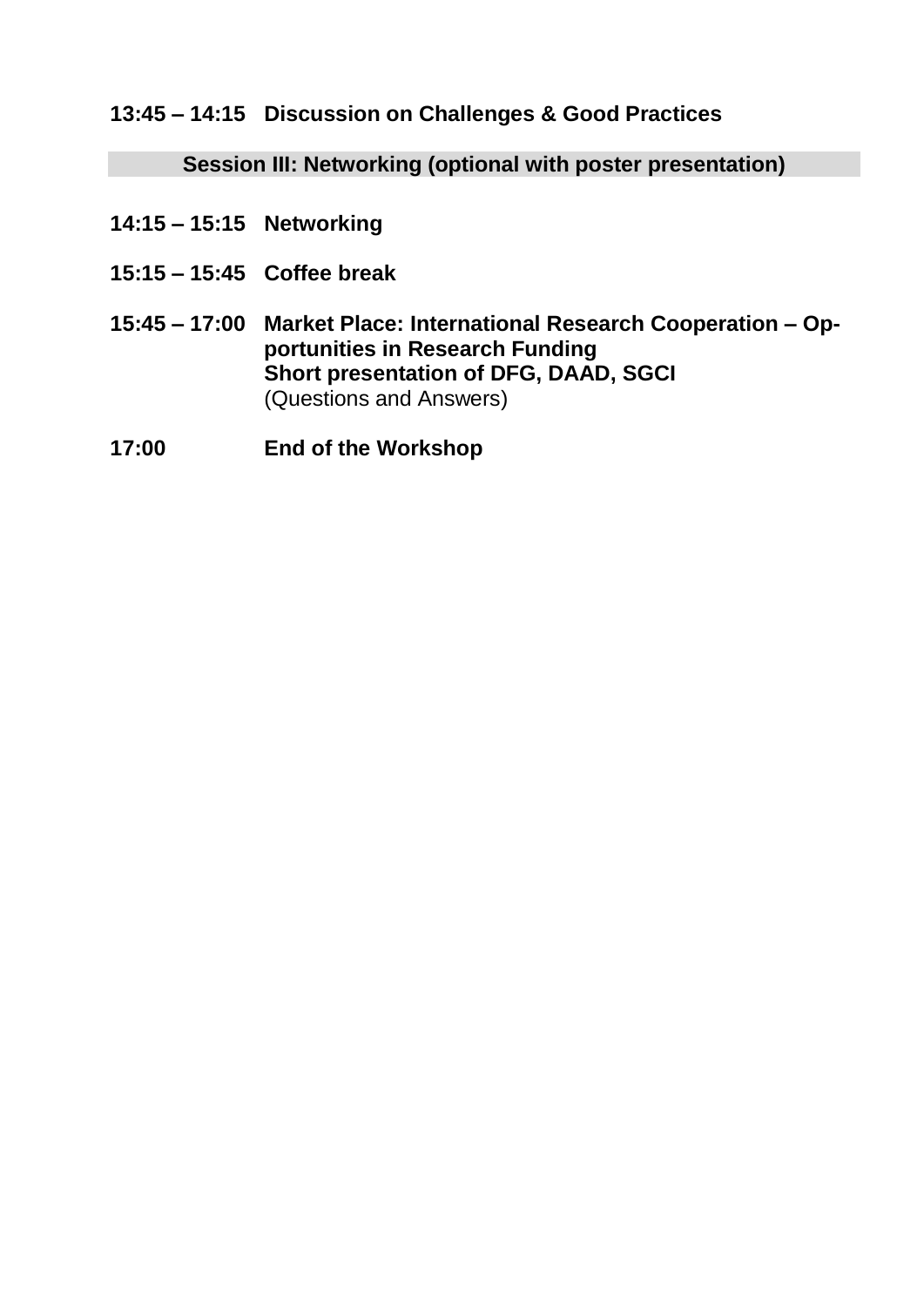**13:45 – 14:15 Discussion on Challenges & Good Practices**

## Session III: Networking (optional with poster presentation)

**14:15 – 15:15 Networking**

**15:15 – 15:45 Coffee break**

**15:45 – 17:00 Market Place: International Research Cooperation – Opportunities in Research Funding**
**Short presentation of DFG, DAAD, SGCI**
(Questions and Answers)

**17:00 End of the Workshop**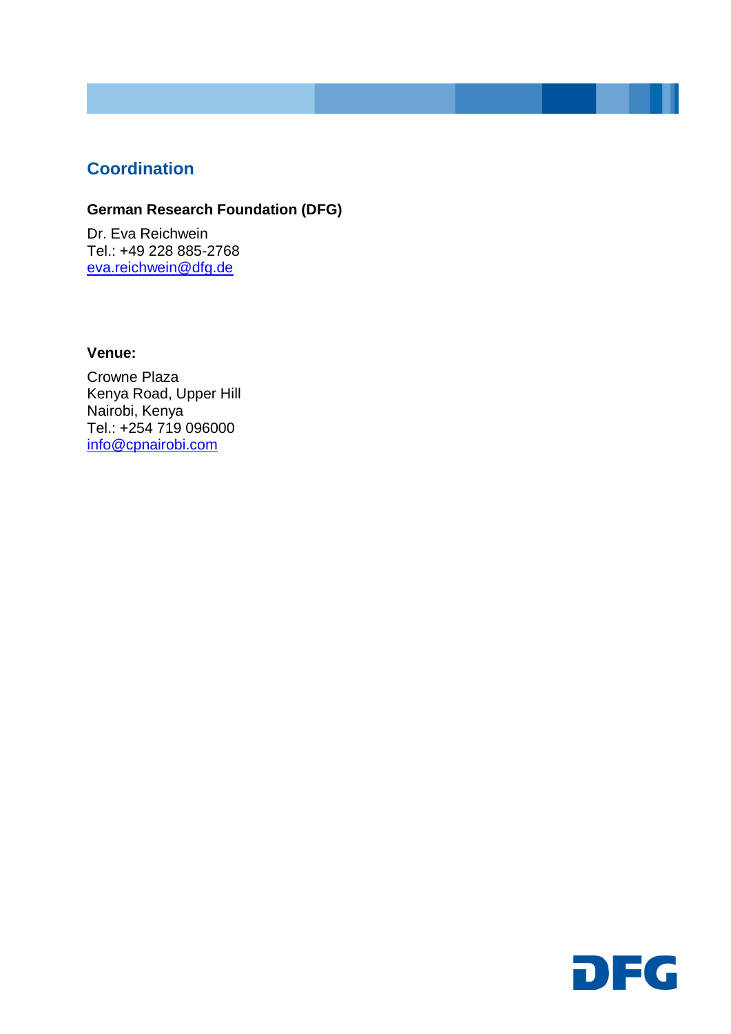## Coordination

**German Research Foundation (DFG)**

Dr. Eva Reichwein
Tel.: +49 228 885-2768
eva.reichwein@dfg.de

**Venue:**

Crowne Plaza
Kenya Road, Upper Hill
Nairobi, Kenya
Tel.: +254 719 096000
info@cpnairobi.com